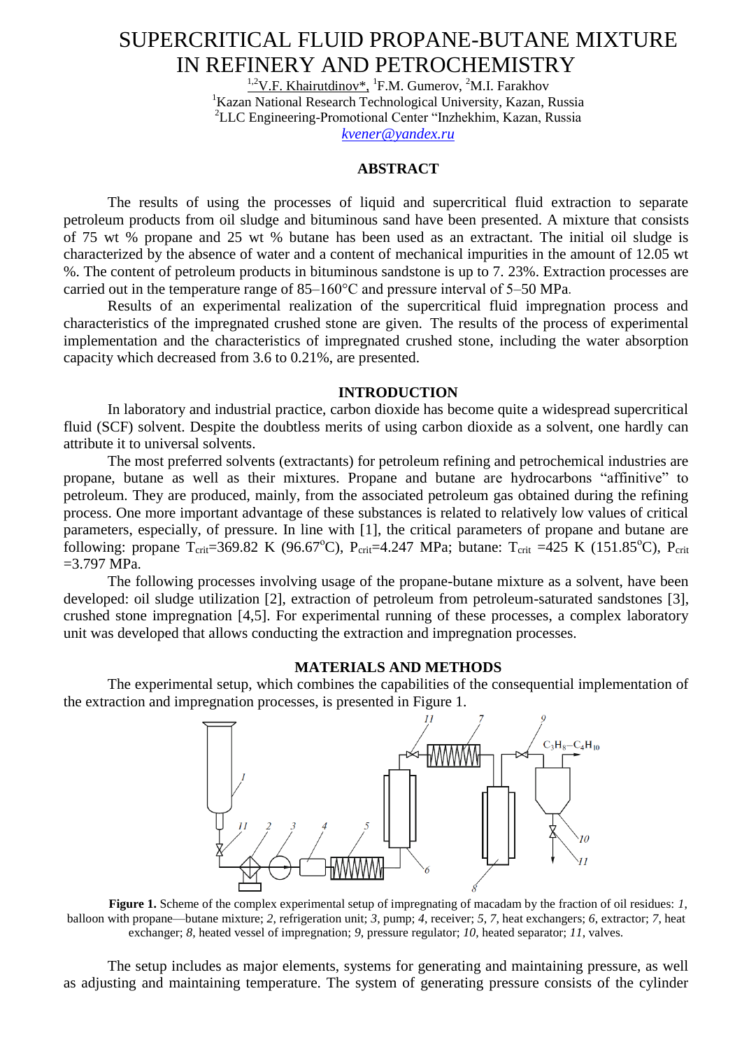# SUPERCRITICAL FLUID PROPANE-BUTANE MIXTURE IN REFINERY AND PETROCHEMISTRY

[1,2]V.F. Khairutdinov*, [1]F.M. Gumerov, [2]M.I. Farakhov

[1]Kazan National Research Technological University, Kazan, Russia

[2]LLC Engineering-Promotional Center "Inzhekhim, Kazan, Russia

kvener@yandex.ru

## ABSTRACT

The results of using the processes of liquid and supercritical fluid extraction to separate petroleum products from oil sludge and bituminous sand have been presented. A mixture that consists of 75 wt % propane and 25 wt % butane has been used as an extractant. The initial oil sludge is characterized by the absence of water and a content of mechanical impurities in the amount of 12.05 wt %. The content of petroleum products in bituminous sandstone is up to 7. 23%. Extraction processes are carried out in the temperature range of 85–160°C and pressure interval of 5–50 MPa.

Results of an experimental realization of the supercritical fluid impregnation process and characteristics of the impregnated crushed stone are given. The results of the process of experimental implementation and the characteristics of impregnated crushed stone, including the water absorption capacity which decreased from 3.6 to 0.21%, are presented.

## INTRODUCTION

In laboratory and industrial practice, carbon dioxide has become quite a widespread supercritical fluid (SCF) solvent. Despite the doubtless merits of using carbon dioxide as a solvent, one hardly can attribute it to universal solvents.

The most preferred solvents (extractants) for petroleum refining and petrochemical industries are propane, butane as well as their mixtures. Propane and butane are hydrocarbons "affinitive" to petroleum. They are produced, mainly, from the associated petroleum gas obtained during the refining process. One more important advantage of these substances is related to relatively low values of critical parameters, especially, of pressure. In line with [1], the critical parameters of propane and butane are following: propane $T_{crit}$=369.82 K (96.67°C), $P_{crit}$=4.247 MPa; butane: $T_{crit}$ =425 K (151.85°C), $P_{crit}$ =3.797 MPa.

The following processes involving usage of the propane-butane mixture as a solvent, have been developed: oil sludge utilization [2], extraction of petroleum from petroleum-saturated sandstones [3], crushed stone impregnation [4,5]. For experimental running of these processes, a complex laboratory unit was developed that allows conducting the extraction and impregnation processes.

## MATERIALS AND METHODS

The experimental setup, which combines the capabilities of the consequential implementation of the extraction and impregnation processes, is presented in Figure 1.

**Figure 1.** Scheme of the complex experimental setup of impregnating of macadam by the fraction of oil residues: *1*, balloon with propane—butane mixture; *2*, refrigeration unit; *3*, pump; *4*, receiver; *5*, *7*, heat exchangers; *6*, extractor; *7*, heat exchanger; *8*, heated vessel of impregnation; *9*, pressure regulator; *10*, heated separator; *11*, valves.

The setup includes as major elements, systems for generating and maintaining pressure, as well as adjusting and maintaining temperature. The system of generating pressure consists of the cylinder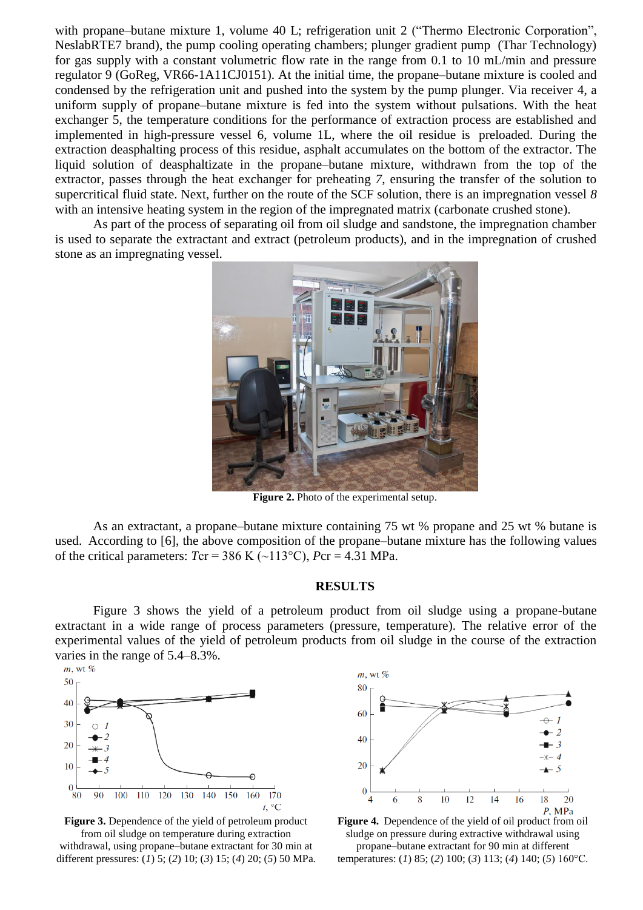with propane–butane mixture 1, volume 40 L; refrigeration unit 2 ("Thermo Electronic Corporation", NeslabRTE7 brand), the pump cooling operating chambers; plunger gradient pump (Thar Technology) for gas supply with a constant volumetric flow rate in the range from 0.1 to 10 mL/min and pressure regulator 9 (GoReg, VR66-1A11CJ0151). At the initial time, the propane–butane mixture is cooled and condensed by the refrigeration unit and pushed into the system by the pump plunger. Via receiver 4, a uniform supply of propane–butane mixture is fed into the system without pulsations. With the heat exchanger 5, the temperature conditions for the performance of extraction process are established and implemented in high-pressure vessel 6, volume 1L, where the oil residue is preloaded. During the extraction deasphalting process of this residue, asphalt accumulates on the bottom of the extractor. The liquid solution of deasphaltizate in the propane–butane mixture, withdrawn from the top of the extractor, passes through the heat exchanger for preheating *7*, ensuring the transfer of the solution to supercritical fluid state. Next, further on the route of the SCF solution, there is an impregnation vessel *8* with an intensive heating system in the region of the impregnated matrix (carbonate crushed stone).

As part of the process of separating oil from oil sludge and sandstone, the impregnation chamber is used to separate the extractant and extract (petroleum products), and in the impregnation of crushed stone as an impregnating vessel.

**Figure 2.** Photo of the experimental setup.

As an extractant, a propane–butane mixture containing 75 wt % propane and 25 wt % butane is used. According to [6], the above composition of the propane–butane mixture has the following values of the critical parameters: $T_{cr}$ = 386 K (~113°C), $P_{cr}$ = 4.31 MPa.

## RESULTS

Figure 3 shows the yield of a petroleum product from oil sludge using a propane-butane extractant in a wide range of process parameters (pressure, temperature). The relative error of the experimental values of the yield of petroleum products from oil sludge in the course of the extraction varies in the range of 5.4–8.3%.

**Figure 3.** Dependence of the yield of petroleum product from oil sludge on temperature during extraction withdrawal, using propane–butane extractant for 30 min at different pressures: (*1*) 5; (*2*) 10; (*3*) 15; (*4*) 20; (*5*) 50 MPa.

**Figure 4.** Dependence of the yield of oil product from oil sludge on pressure during extractive withdrawal using propane–butane extractant for 90 min at different temperatures: (*1*) 85; (*2*) 100; (*3*) 113; (*4*) 140; (*5*) 160°C.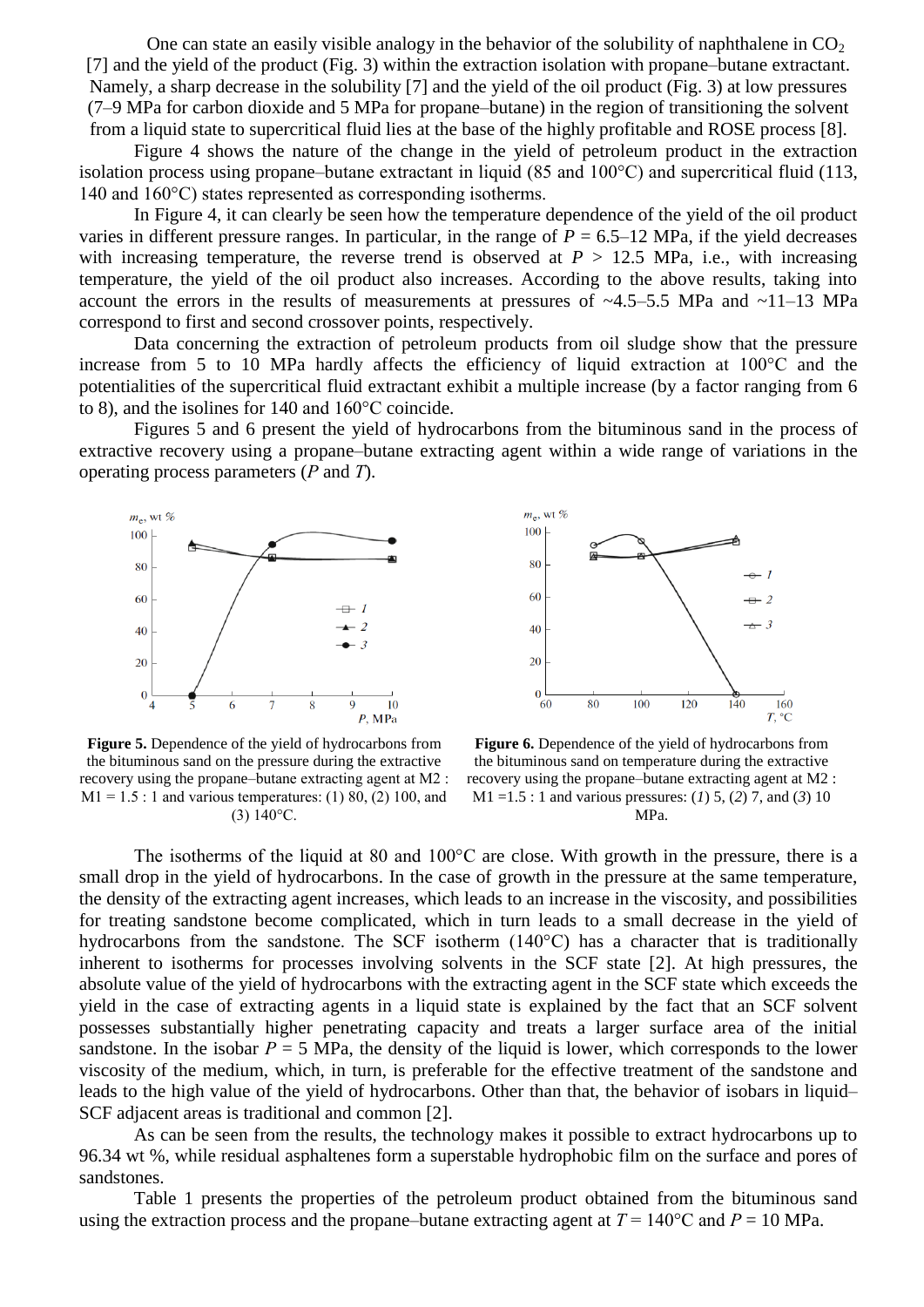One can state an easily visible analogy in the behavior of the solubility of naphthalene in $CO_2$ [7] and the yield of the product (Fig. 3) within the extraction isolation with propane–butane extractant. Namely, a sharp decrease in the solubility [7] and the yield of the oil product (Fig. 3) at low pressures (7–9 MPa for carbon dioxide and 5 MPa for propane–butane) in the region of transitioning the solvent from a liquid state to supercritical fluid lies at the base of the highly profitable and ROSE process [8].

Figure 4 shows the nature of the change in the yield of petroleum product in the extraction isolation process using propane–butane extractant in liquid (85 and 100°C) and supercritical fluid (113, 140 and 160°C) states represented as corresponding isotherms.

In Figure 4, it can clearly be seen how the temperature dependence of the yield of the oil product varies in different pressure ranges. In particular, in the range of $P$ = 6.5–12 MPa, if the yield decreases with increasing temperature, the reverse trend is observed at $P$ > 12.5 MPa, i.e., with increasing temperature, the yield of the oil product also increases. According to the above results, taking into account the errors in the results of measurements at pressures of ~4.5–5.5 MPa and ~11–13 MPa correspond to first and second crossover points, respectively.

Data concerning the extraction of petroleum products from oil sludge show that the pressure increase from 5 to 10 MPa hardly affects the efficiency of liquid extraction at 100°C and the potentialities of the supercritical fluid extractant exhibit a multiple increase (by a factor ranging from 6 to 8), and the isolines for 140 and 160°C coincide.

Figures 5 and 6 present the yield of hydrocarbons from the bituminous sand in the process of extractive recovery using a propane–butane extracting agent within a wide range of variations in the operating process parameters ($P$ and $T$).

**Figure 5.** Dependence of the yield of hydrocarbons from the bituminous sand on the pressure during the extractive recovery using the propane–butane extracting agent at M2 : M1 = 1.5 : 1 and various temperatures: (1) 80, (2) 100, and (3) 140°C.

**Figure 6.** Dependence of the yield of hydrocarbons from the bituminous sand on temperature during the extractive recovery using the propane–butane extracting agent at M2 : M1 =1.5 : 1 and various pressures: (*1*) 5, (*2*) 7, and (*3*) 10 MPa.

The isotherms of the liquid at 80 and 100°C are close. With growth in the pressure, there is a small drop in the yield of hydrocarbons. In the case of growth in the pressure at the same temperature, the density of the extracting agent increases, which leads to an increase in the viscosity, and possibilities for treating sandstone become complicated, which in turn leads to a small decrease in the yield of hydrocarbons from the sandstone. The SCF isotherm (140°C) has a character that is traditionally inherent to isotherms for processes involving solvents in the SCF state [2]. At high pressures, the absolute value of the yield of hydrocarbons with the extracting agent in the SCF state which exceeds the yield in the case of extracting agents in a liquid state is explained by the fact that an SCF solvent possesses substantially higher penetrating capacity and treats a larger surface area of the initial sandstone. In the isobar $P$ = 5 MPa, the density of the liquid is lower, which corresponds to the lower viscosity of the medium, which, in turn, is preferable for the effective treatment of the sandstone and leads to the high value of the yield of hydrocarbons. Other than that, the behavior of isobars in liquid–SCF adjacent areas is traditional and common [2].

As can be seen from the results, the technology makes it possible to extract hydrocarbons up to 96.34 wt %, while residual asphaltenes form a superstable hydrophobic film on the surface and pores of sandstones.

Table 1 presents the properties of the petroleum product obtained from the bituminous sand using the extraction process and the propane–butane extracting agent at $T$ = 140°C and $P$ = 10 MPa.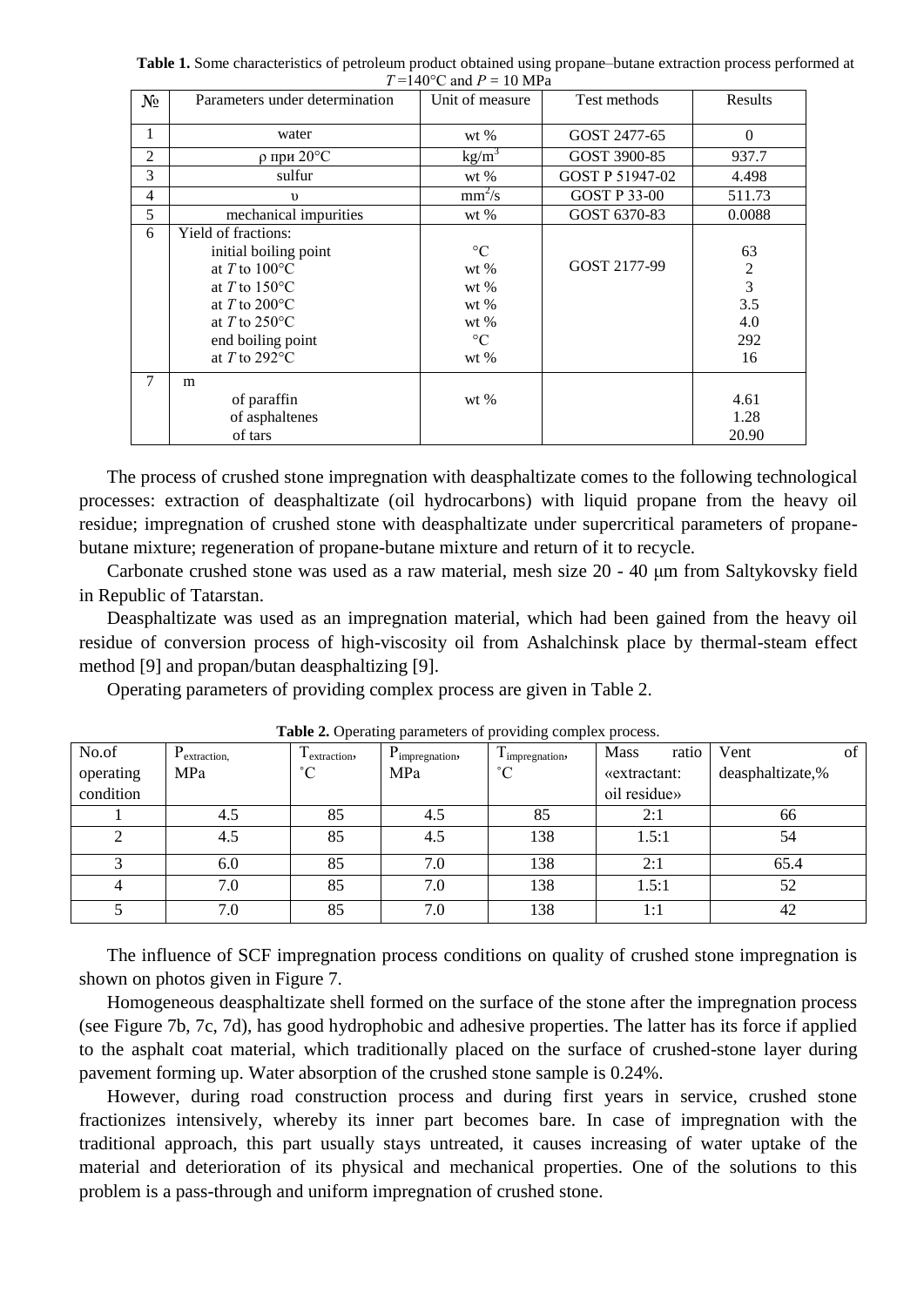**Table 1.** Some characteristics of petroleum product obtained using propane–butane extraction process performed at $T$=140°C and $P$ = 10 MPa

| № | Parameters under determination | Unit of measure | Test methods | Results |
|---|---|---|---|---|
| 1 | water | wt % | GOST 2477-65 | 0 |
| 2 | ρ при 20°C | kg/m$^3$ | GOST 3900-85 | 937.7 |
| 3 | sulfur | wt % | GOST P 51947-02 | 4.498 |
| 4 | υ | mm$^2$/s | GOST P 33-00 | 511.73 |
| 5 | mechanical impurities | wt % | GOST 6370-83 | 0.0088 |
| 6 | Yield of fractions:<br>initial boiling point<br>at $T$ to 100°C<br>at $T$ to 150°C<br>at $T$ to 200°C<br>at $T$ to 250°C<br>end boiling point<br>at $T$ to 292°C | <br>°C<br>wt %<br>wt %<br>wt %<br>wt %<br>°C<br>wt % | GOST 2177-99 | <br>63<br>2<br>3<br>3.5<br>4.0<br>292<br>16 |
| 7 | m<br>of paraffin<br>of asphaltenes<br>of tars | wt % | | <br>4.61<br>1.28<br>20.90 |

The process of crushed stone impregnation with deasphaltizate comes to the following technological processes: extraction of deasphaltizate (oil hydrocarbons) with liquid propane from the heavy oil residue; impregnation of crushed stone with deasphaltizate under supercritical parameters of propane-butane mixture; regeneration of propane-butane mixture and return of it to recycle.

Carbonate crushed stone was used as a raw material, mesh size 20 - 40 μm from Saltykovsky field in Republic of Tatarstan.

Deasphaltizate was used as an impregnation material, which had been gained from the heavy oil residue of conversion process of high-viscosity oil from Ashalchinsk place by thermal-steam effect method [9] and propan/butan deasphaltizing [9].

Operating parameters of providing complex process are given in Table 2.

**Table 2.** Operating parameters of providing complex process.

| No.of operating condition | $P_{extraction}$, MPa | $T_{extraction}$, ˚C | $P_{impregnation}$, MPa | $T_{impregnation}$, ˚C | Mass ratio «extractant: oil residue» | Vent of deasphaltizate,% |
|---|---|---|---|---|---|---|
| 1 | 4.5 | 85 | 4.5 | 85 | 2:1 | 66 |
| 2 | 4.5 | 85 | 4.5 | 138 | 1.5:1 | 54 |
| 3 | 6.0 | 85 | 7.0 | 138 | 2:1 | 65.4 |
| 4 | 7.0 | 85 | 7.0 | 138 | 1.5:1 | 52 |
| 5 | 7.0 | 85 | 7.0 | 138 | 1:1 | 42 |

The influence of SCF impregnation process conditions on quality of crushed stone impregnation is shown on photos given in Figure 7.

Homogeneous deasphaltizate shell formed on the surface of the stone after the impregnation process (see Figure 7b, 7c, 7d), has good hydrophobic and adhesive properties. The latter has its force if applied to the asphalt coat material, which traditionally placed on the surface of crushed-stone layer during pavement forming up. Water absorption of the crushed stone sample is 0.24%.

However, during road construction process and during first years in service, crushed stone fractionizes intensively, whereby its inner part becomes bare. In case of impregnation with the traditional approach, this part usually stays untreated, it causes increasing of water uptake of the material and deterioration of its physical and mechanical properties. One of the solutions to this problem is a pass-through and uniform impregnation of crushed stone.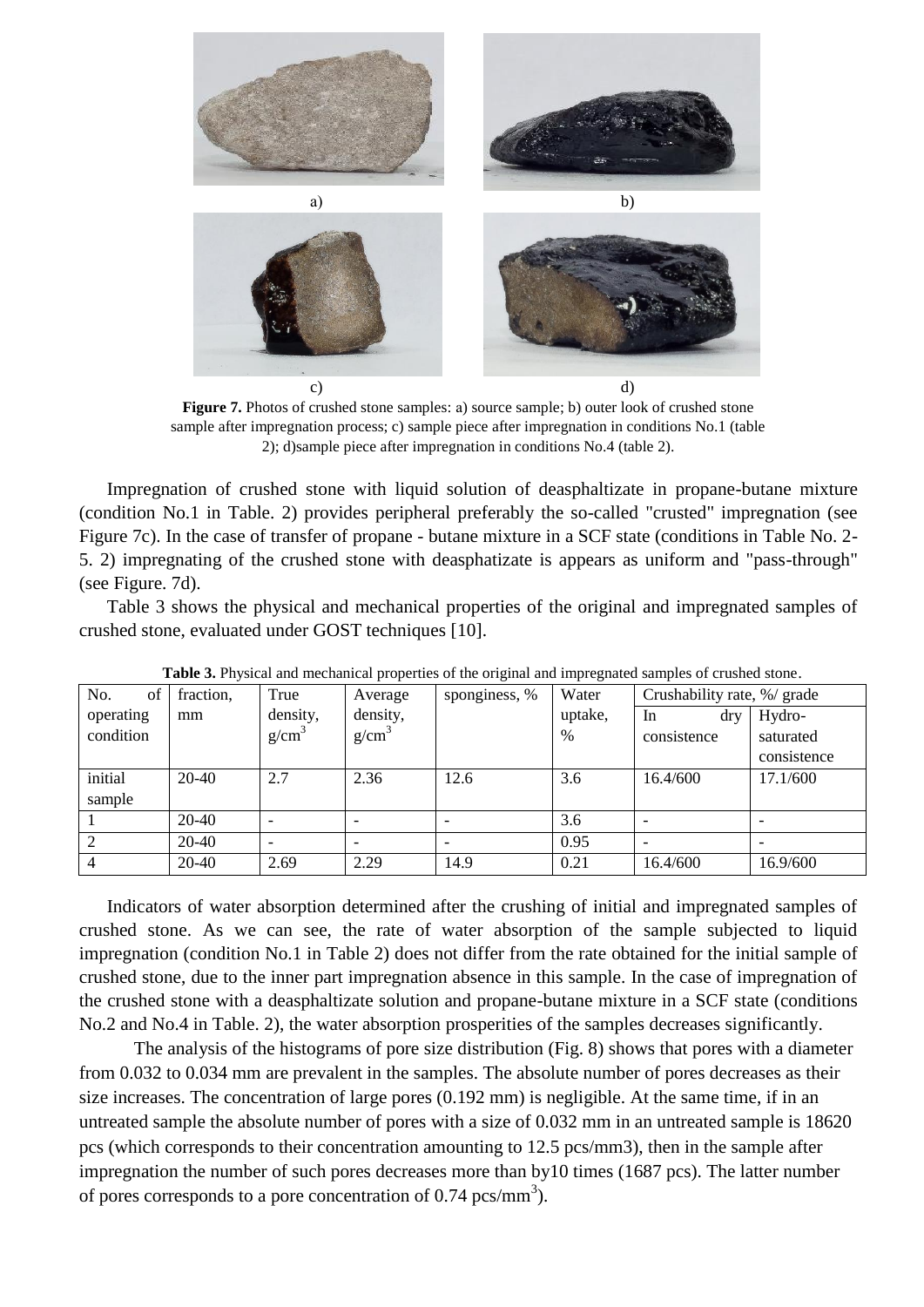a) b)

c) d)

**Figure 7.** Photos of crushed stone samples: a) source sample; b) outer look of crushed stone sample after impregnation process; c) sample piece after impregnation in conditions No.1 (table 2); d)sample piece after impregnation in conditions No.4 (table 2).

Impregnation of crushed stone with liquid solution of deasphaltizate in propane-butane mixture (condition No.1 in Table. 2) provides peripheral preferably the so-called "crusted" impregnation (see Figure 7c). In the case of transfer of propane - butane mixture in a SCF state (conditions in Table No. 2-5. 2) impregnating of the crushed stone with deasphatizate is appears as uniform and "pass-through" (see Figure. 7d).

Table 3 shows the physical and mechanical properties of the original and impregnated samples of crushed stone, evaluated under GOST techniques [10].

**Table 3.** Physical and mechanical properties of the original and impregnated samples of crushed stone.

| No. of operating condition | fraction, mm | True density, g/cm$^3$ | Average density, g/cm$^3$ | sponginess, % | Water uptake, % | Crushability rate, %/ grade | |
|---|---|---|---|---|---|---|---|
| | | | | | | In dry consistence | Hydro-saturated consistence |
| initial sample | 20-40 | 2.7 | 2.36 | 12.6 | 3.6 | 16.4/600 | 17.1/600 |
| 1 | 20-40 | - | - | - | 3.6 | - | - |
| 2 | 20-40 | - | - | - | 0.95 | - | - |
| 4 | 20-40 | 2.69 | 2.29 | 14.9 | 0.21 | 16.4/600 | 16.9/600 |

Indicators of water absorption determined after the crushing of initial and impregnated samples of crushed stone. As we can see, the rate of water absorption of the sample subjected to liquid impregnation (condition No.1 in Table 2) does not differ from the rate obtained for the initial sample of crushed stone, due to the inner part impregnation absence in this sample. In the case of impregnation of the crushed stone with a deasphaltizate solution and propane-butane mixture in a SCF state (conditions No.2 and No.4 in Table. 2), the water absorption prosperities of the samples decreases significantly.

The analysis of the histograms of pore size distribution (Fig. 8) shows that pores with a diameter from 0.032 to 0.034 mm are prevalent in the samples. The absolute number of pores decreases as their size increases. The concentration of large pores (0.192 mm) is negligible. At the same time, if in an untreated sample the absolute number of pores with a size of 0.032 mm in an untreated sample is 18620 pcs (which corresponds to their concentration amounting to 12.5 pcs/mm3), then in the sample after impregnation the number of such pores decreases more than by10 times (1687 pcs). The latter number of pores corresponds to a pore concentration of 0.74 pcs/mm$^3$).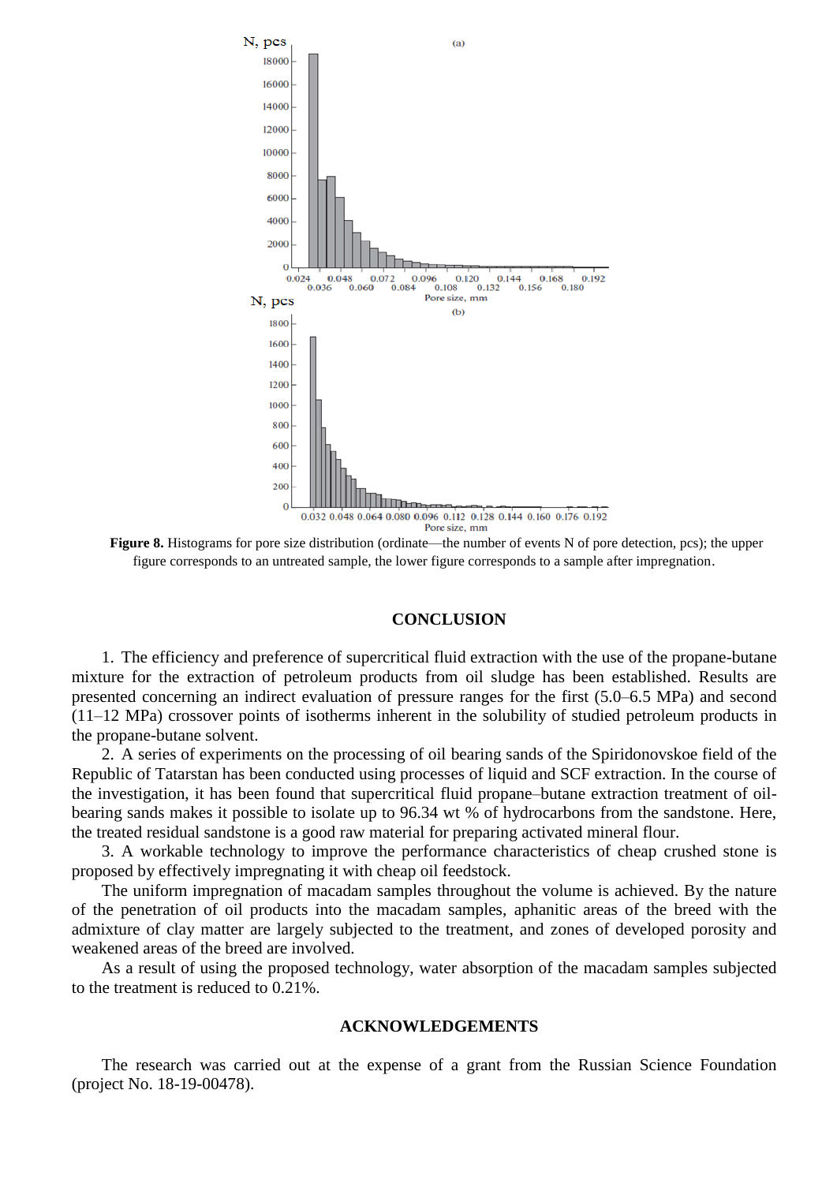**Figure 8.** Histograms for pore size distribution (ordinate—the number of events N of pore detection, pcs); the upper figure corresponds to an untreated sample, the lower figure corresponds to a sample after impregnation.

## CONCLUSION

1. The efficiency and preference of supercritical fluid extraction with the use of the propane-butane mixture for the extraction of petroleum products from oil sludge has been established. Results are presented concerning an indirect evaluation of pressure ranges for the first (5.0–6.5 MPa) and second (11–12 MPa) crossover points of isotherms inherent in the solubility of studied petroleum products in the propane-butane solvent.

2. A series of experiments on the processing of oil bearing sands of the Spiridonovskoe field of the Republic of Tatarstan has been conducted using processes of liquid and SCF extraction. In the course of the investigation, it has been found that supercritical fluid propane–butane extraction treatment of oil-bearing sands makes it possible to isolate up to 96.34 wt % of hydrocarbons from the sandstone. Here, the treated residual sandstone is a good raw material for preparing activated mineral flour.

3. A workable technology to improve the performance characteristics of cheap crushed stone is proposed by effectively impregnating it with cheap oil feedstock.

The uniform impregnation of macadam samples throughout the volume is achieved. By the nature of the penetration of oil products into the macadam samples, aphanitic areas of the breed with the admixture of clay matter are largely subjected to the treatment, and zones of developed porosity and weakened areas of the breed are involved.

As a result of using the proposed technology, water absorption of the macadam samples subjected to the treatment is reduced to 0.21%.

## ACKNOWLEDGEMENTS

The research was carried out at the expense of a grant from the Russian Science Foundation (project No. 18-19-00478).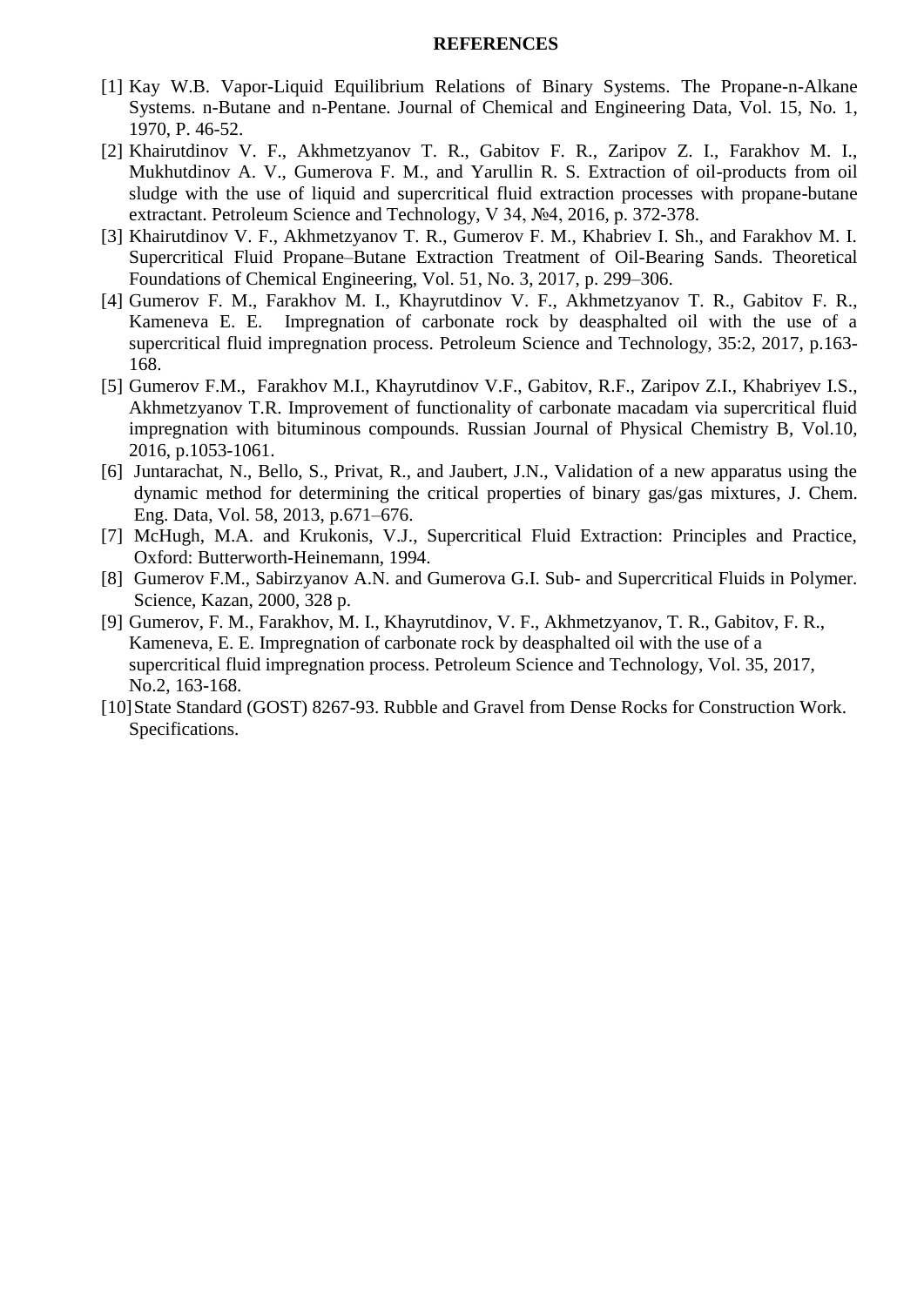**REFERENCES**

[1] Kay W.B. Vapor-Liquid Equilibrium Relations of Binary Systems. The Propane-n-Alkane Systems. n-Butane and n-Pentane. Journal of Chemical and Engineering Data, Vol. 15, No. 1, 1970, P. 46-52.

[2] Khairutdinov V. F., Akhmetzyanov T. R., Gabitov F. R., Zaripov Z. I., Farakhov M. I., Mukhutdinov A. V., Gumerova F. M., and Yarullin R. S. Extraction of oil-products from oil sludge with the use of liquid and supercritical fluid extraction processes with propane-butane extractant. Petroleum Science and Technology, V 34, №4, 2016, p. 372-378.

[3] Khairutdinov V. F., Akhmetzyanov T. R., Gumerov F. M., Khabriev I. Sh., and Farakhov M. I. Supercritical Fluid Propane–Butane Extraction Treatment of Oil-Bearing Sands. Theoretical Foundations of Chemical Engineering, Vol. 51, No. 3, 2017, p. 299–306.

[4] Gumerov F. M., Farakhov M. I., Khayrutdinov V. F., Akhmetzyanov T. R., Gabitov F. R., Kameneva E. E. Impregnation of carbonate rock by deasphalted oil with the use of a supercritical fluid impregnation process. Petroleum Science and Technology, 35:2, 2017, p.163-168.

[5] Gumerov F.M., Farakhov M.I., Khayrutdinov V.F., Gabitov, R.F., Zaripov Z.I., Khabriyev I.S., Akhmetzyanov T.R. Improvement of functionality of carbonate macadam via supercritical fluid impregnation with bituminous compounds. Russian Journal of Physical Chemistry B, Vol.10, 2016, p.1053-1061.

[6] Juntarachat, N., Bello, S., Privat, R., and Jaubert, J.N., Validation of a new apparatus using the dynamic method for determining the critical properties of binary gas/gas mixtures, J. Chem. Eng. Data, Vol. 58, 2013, p.671–676.

[7] McHugh, M.A. and Krukonis, V.J., Supercritical Fluid Extraction: Principles and Practice, Oxford: Butterworth-Heinemann, 1994.

[8] Gumerov F.M., Sabirzyanov A.N. and Gumerova G.I. Sub- and Supercritical Fluids in Polymer. Science, Kazan, 2000, 328 p.

[9] Gumerov, F. M., Farakhov, M. I., Khayrutdinov, V. F., Akhmetzyanov, T. R., Gabitov, F. R., Kameneva, E. E. Impregnation of carbonate rock by deasphalted oil with the use of a supercritical fluid impregnation process. Petroleum Science and Technology, Vol. 35, 2017, No.2, 163-168.

[10] State Standard (GOST) 8267-93. Rubble and Gravel from Dense Rocks for Construction Work. Specifications.